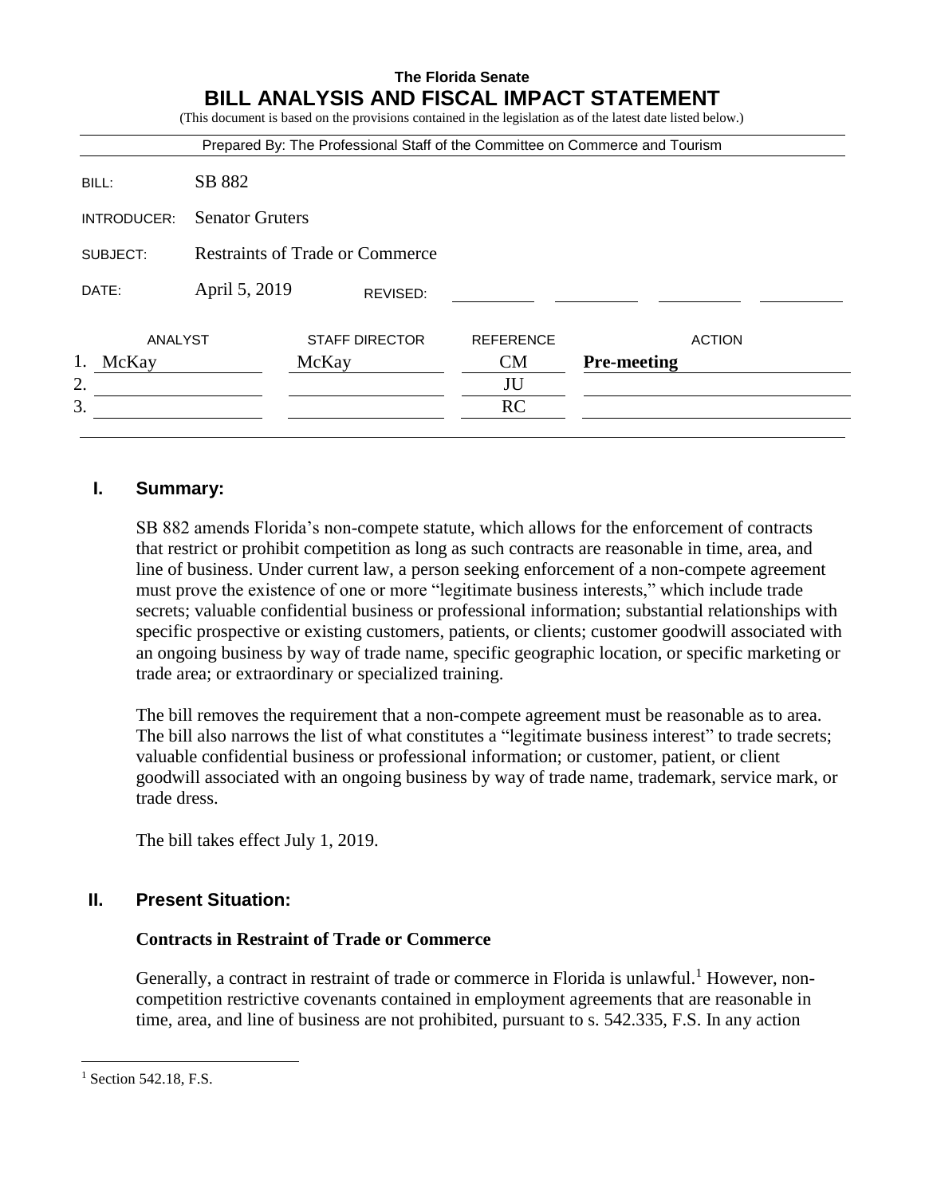**The Florida Senate**

# BILL ANALYSIS AND FISCAL IMPACT STATEMENT

(This document is based on the provisions contained in the legislation as of the latest date listed below.)

Prepared By: The Professional Staff of the Committee on Commerce and Tourism

| | |
|---|---|
| BILL: | SB 882 |
| INTRODUCER: | Senator Gruters |
| SUBJECT: | Restraints of Trade or Commerce |
| DATE: | April 5, 2019 REVISED: |

| | ANALYST | STAFF DIRECTOR | REFERENCE | ACTION |
|---|---|---|---|---|
| 1. | McKay | McKay | CM | **Pre-meeting** |
| 2. | | | JU | |
| 3. | | | RC | |

## I. Summary:

SB 882 amends Florida's non-compete statute, which allows for the enforcement of contracts that restrict or prohibit competition as long as such contracts are reasonable in time, area, and line of business. Under current law, a person seeking enforcement of a non-compete agreement must prove the existence of one or more "legitimate business interests," which include trade secrets; valuable confidential business or professional information; substantial relationships with specific prospective or existing customers, patients, or clients; customer goodwill associated with an ongoing business by way of trade name, specific geographic location, or specific marketing or trade area; or extraordinary or specialized training.

The bill removes the requirement that a non-compete agreement must be reasonable as to area. The bill also narrows the list of what constitutes a "legitimate business interest" to trade secrets; valuable confidential business or professional information; or customer, patient, or client goodwill associated with an ongoing business by way of trade name, trademark, service mark, or trade dress.

The bill takes effect July 1, 2019.

## II. Present Situation:

### Contracts in Restraint of Trade or Commerce

Generally, a contract in restraint of trade or commerce in Florida is unlawful.[1] However, non-competition restrictive covenants contained in employment agreements that are reasonable in time, area, and line of business are not prohibited, pursuant to s. 542.335, F.S. In any action

---

[1] Section 542.18, F.S.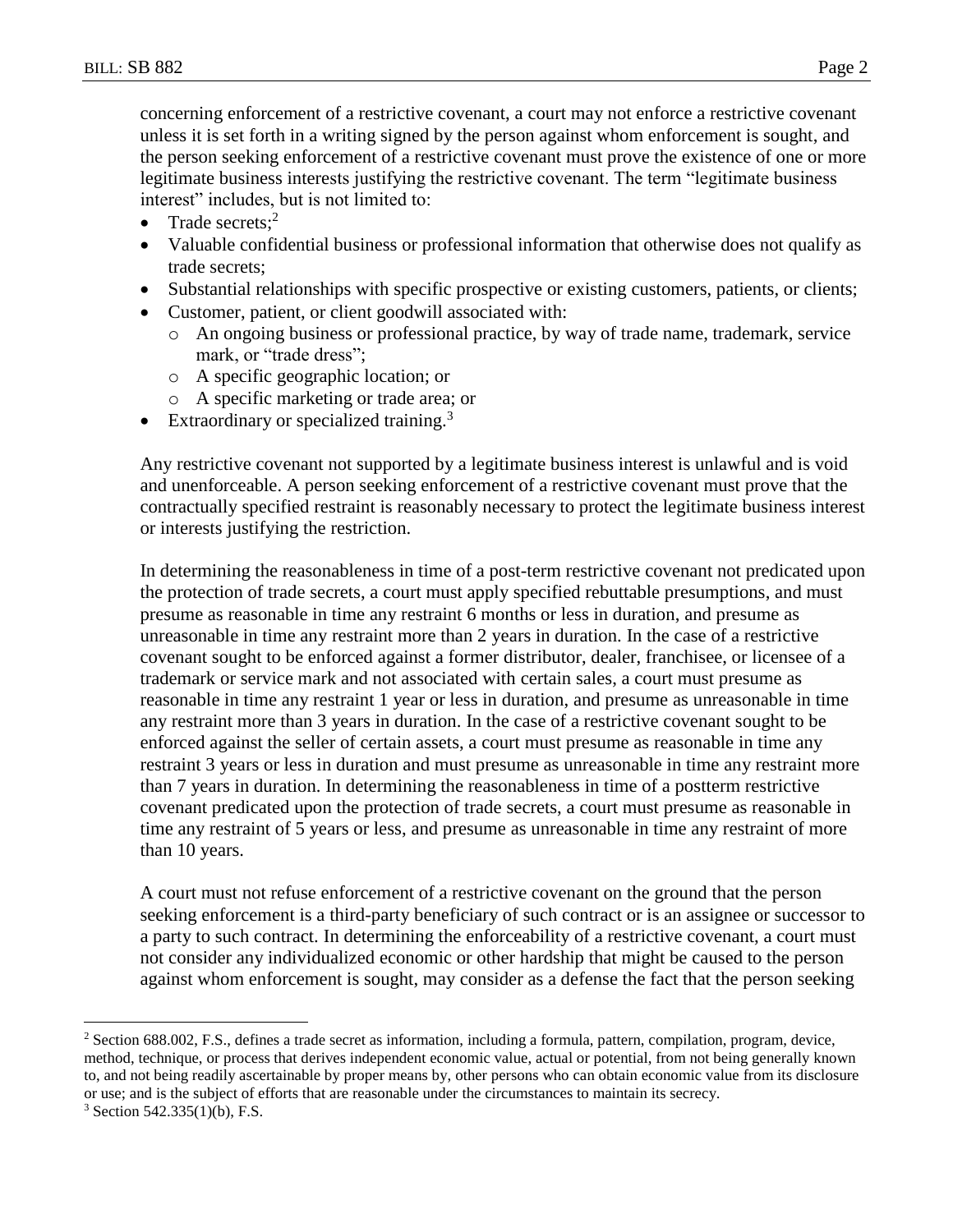concerning enforcement of a restrictive covenant, a court may not enforce a restrictive covenant unless it is set forth in a writing signed by the person against whom enforcement is sought, and the person seeking enforcement of a restrictive covenant must prove the existence of one or more legitimate business interests justifying the restrictive covenant. The term "legitimate business interest" includes, but is not limited to:

- Trade secrets;[2]
- Valuable confidential business or professional information that otherwise does not qualify as trade secrets;
- Substantial relationships with specific prospective or existing customers, patients, or clients;
- Customer, patient, or client goodwill associated with:
  - An ongoing business or professional practice, by way of trade name, trademark, service mark, or "trade dress";
  - A specific geographic location; or
  - A specific marketing or trade area; or
- Extraordinary or specialized training.[3]

Any restrictive covenant not supported by a legitimate business interest is unlawful and is void and unenforceable. A person seeking enforcement of a restrictive covenant must prove that the contractually specified restraint is reasonably necessary to protect the legitimate business interest or interests justifying the restriction.

In determining the reasonableness in time of a post-term restrictive covenant not predicated upon the protection of trade secrets, a court must apply specified rebuttable presumptions, and must presume as reasonable in time any restraint 6 months or less in duration, and presume as unreasonable in time any restraint more than 2 years in duration. In the case of a restrictive covenant sought to be enforced against a former distributor, dealer, franchisee, or licensee of a trademark or service mark and not associated with certain sales, a court must presume as reasonable in time any restraint 1 year or less in duration, and presume as unreasonable in time any restraint more than 3 years in duration. In the case of a restrictive covenant sought to be enforced against the seller of certain assets, a court must presume as reasonable in time any restraint 3 years or less in duration and must presume as unreasonable in time any restraint more than 7 years in duration. In determining the reasonableness in time of a postterm restrictive covenant predicated upon the protection of trade secrets, a court must presume as reasonable in time any restraint of 5 years or less, and presume as unreasonable in time any restraint of more than 10 years.

A court must not refuse enforcement of a restrictive covenant on the ground that the person seeking enforcement is a third-party beneficiary of such contract or is an assignee or successor to a party to such contract. In determining the enforceability of a restrictive covenant, a court must not consider any individualized economic or other hardship that might be caused to the person against whom enforcement is sought, may consider as a defense the fact that the person seeking

---

[2] Section 688.002, F.S., defines a trade secret as information, including a formula, pattern, compilation, program, device, method, technique, or process that derives independent economic value, actual or potential, from not being generally known to, and not being readily ascertainable by proper means by, other persons who can obtain economic value from its disclosure or use; and is the subject of efforts that are reasonable under the circumstances to maintain its secrecy.

[3] Section 542.335(1)(b), F.S.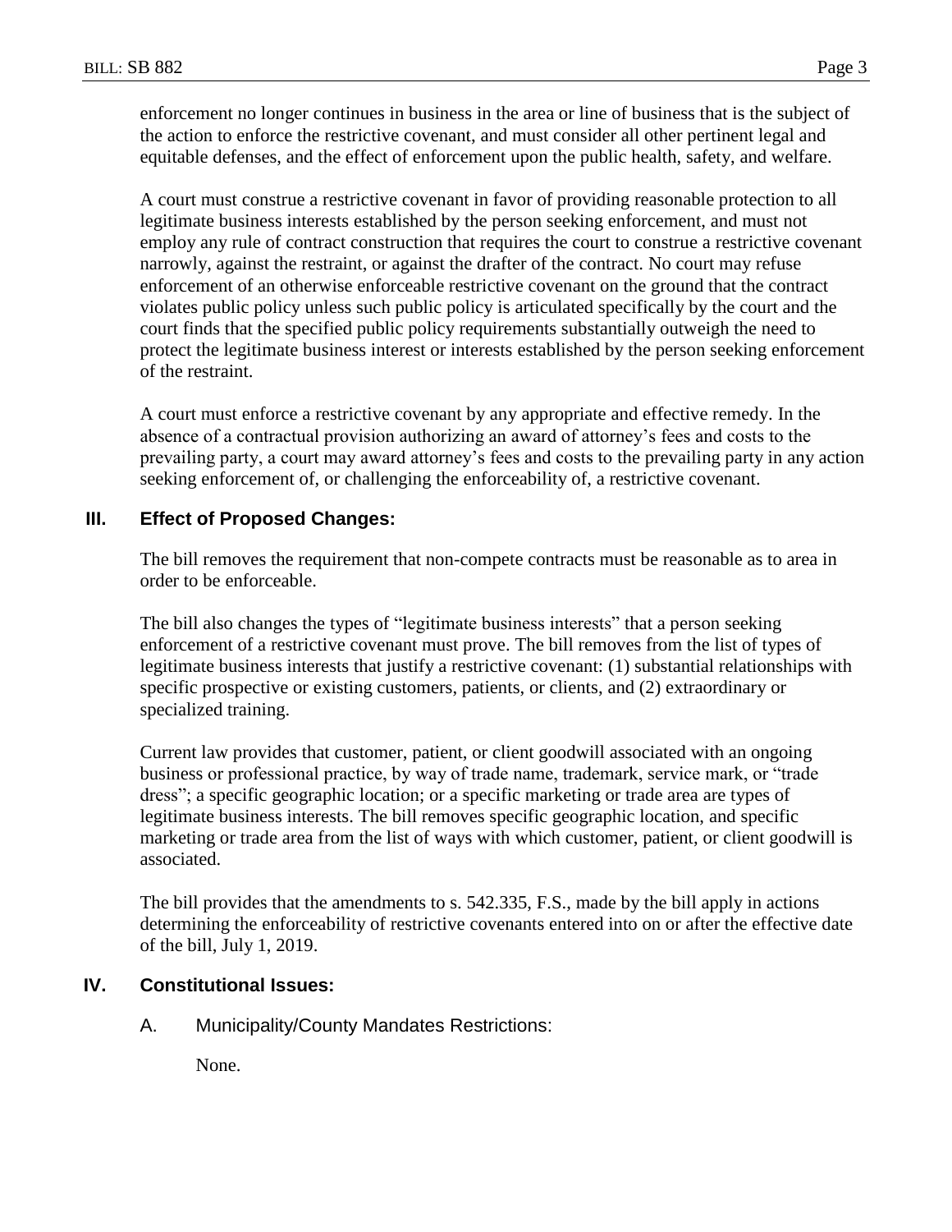enforcement no longer continues in business in the area or line of business that is the subject of the action to enforce the restrictive covenant, and must consider all other pertinent legal and equitable defenses, and the effect of enforcement upon the public health, safety, and welfare.

A court must construe a restrictive covenant in favor of providing reasonable protection to all legitimate business interests established by the person seeking enforcement, and must not employ any rule of contract construction that requires the court to construe a restrictive covenant narrowly, against the restraint, or against the drafter of the contract. No court may refuse enforcement of an otherwise enforceable restrictive covenant on the ground that the contract violates public policy unless such public policy is articulated specifically by the court and the court finds that the specified public policy requirements substantially outweigh the need to protect the legitimate business interest or interests established by the person seeking enforcement of the restraint.

A court must enforce a restrictive covenant by any appropriate and effective remedy. In the absence of a contractual provision authorizing an award of attorney's fees and costs to the prevailing party, a court may award attorney's fees and costs to the prevailing party in any action seeking enforcement of, or challenging the enforceability of, a restrictive covenant.

## III. Effect of Proposed Changes:

The bill removes the requirement that non-compete contracts must be reasonable as to area in order to be enforceable.

The bill also changes the types of "legitimate business interests" that a person seeking enforcement of a restrictive covenant must prove. The bill removes from the list of types of legitimate business interests that justify a restrictive covenant: (1) substantial relationships with specific prospective or existing customers, patients, or clients, and (2) extraordinary or specialized training.

Current law provides that customer, patient, or client goodwill associated with an ongoing business or professional practice, by way of trade name, trademark, service mark, or "trade dress"; a specific geographic location; or a specific marketing or trade area are types of legitimate business interests. The bill removes specific geographic location, and specific marketing or trade area from the list of ways with which customer, patient, or client goodwill is associated.

The bill provides that the amendments to s. 542.335, F.S., made by the bill apply in actions determining the enforceability of restrictive covenants entered into on or after the effective date of the bill, July 1, 2019.

## IV. Constitutional Issues:

### A. Municipality/County Mandates Restrictions:

None.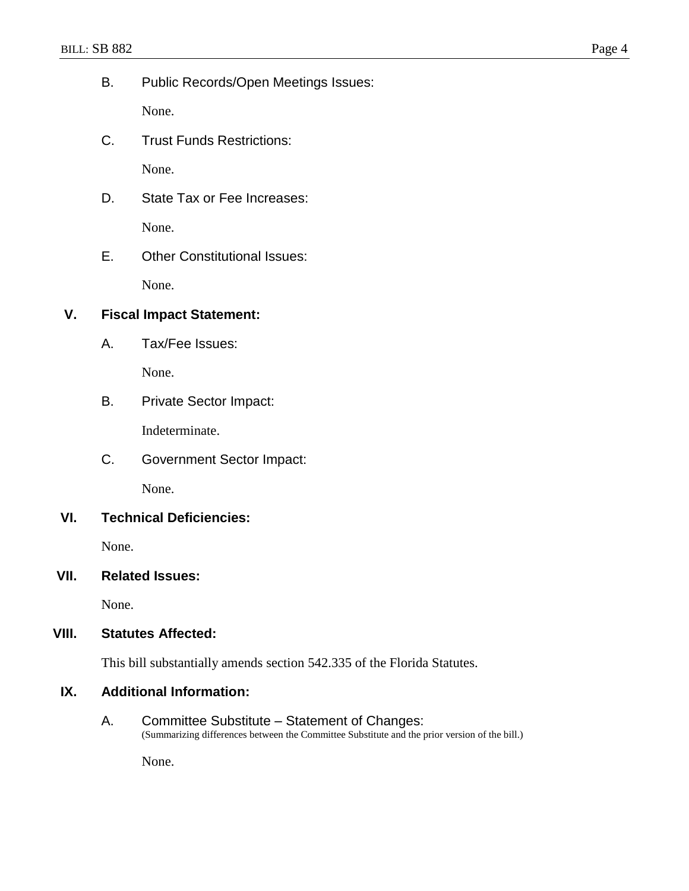B. Public Records/Open Meetings Issues:

None.

C. Trust Funds Restrictions:

None.

D. State Tax or Fee Increases:

None.

E. Other Constitutional Issues:

None.

## V. Fiscal Impact Statement:

A. Tax/Fee Issues:

None.

B. Private Sector Impact:

Indeterminate.

C. Government Sector Impact:

None.

## VI. Technical Deficiencies:

None.

## VII. Related Issues:

None.

## VIII. Statutes Affected:

This bill substantially amends section 542.335 of the Florida Statutes.

## IX. Additional Information:

A. Committee Substitute – Statement of Changes:
(Summarizing differences between the Committee Substitute and the prior version of the bill.)

None.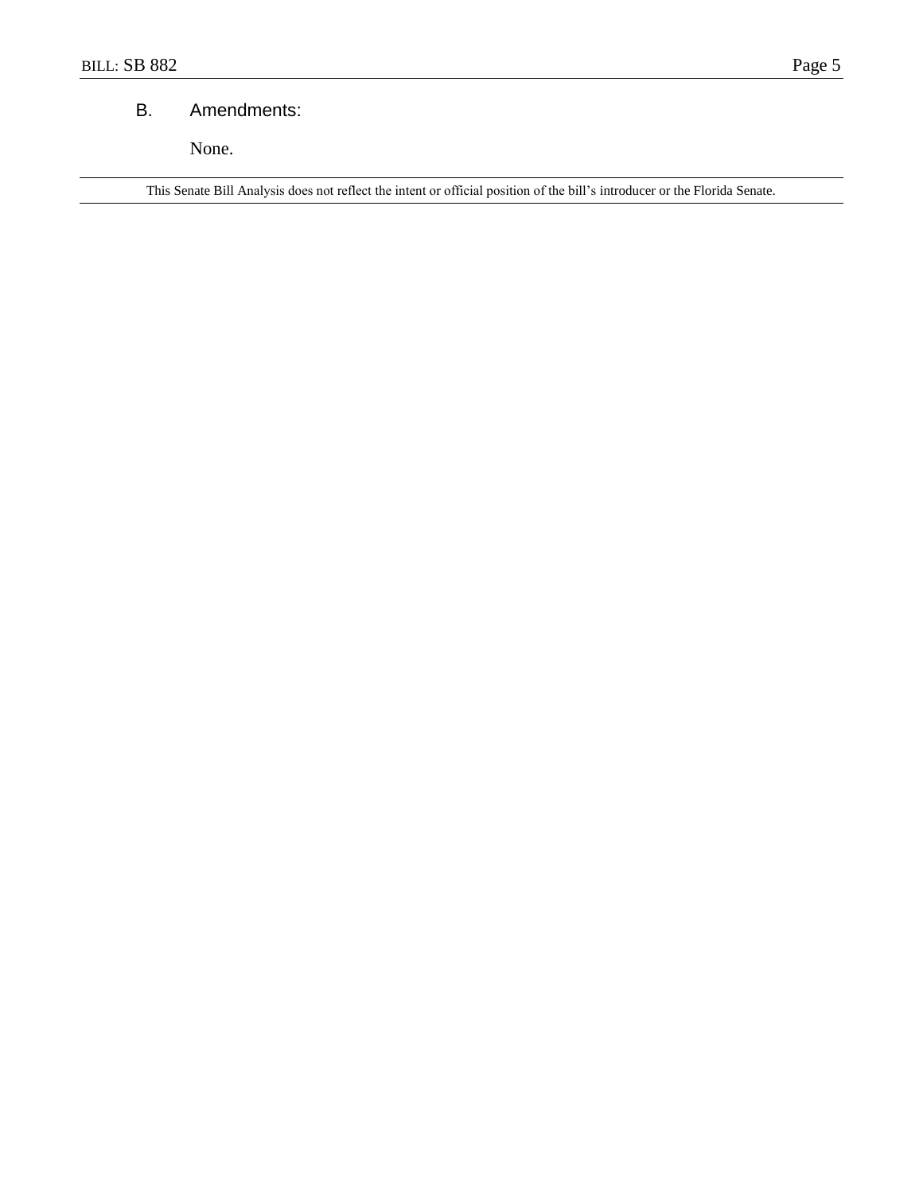### B. Amendments:

None.

---

This Senate Bill Analysis does not reflect the intent or official position of the bill's introducer or the Florida Senate.

---